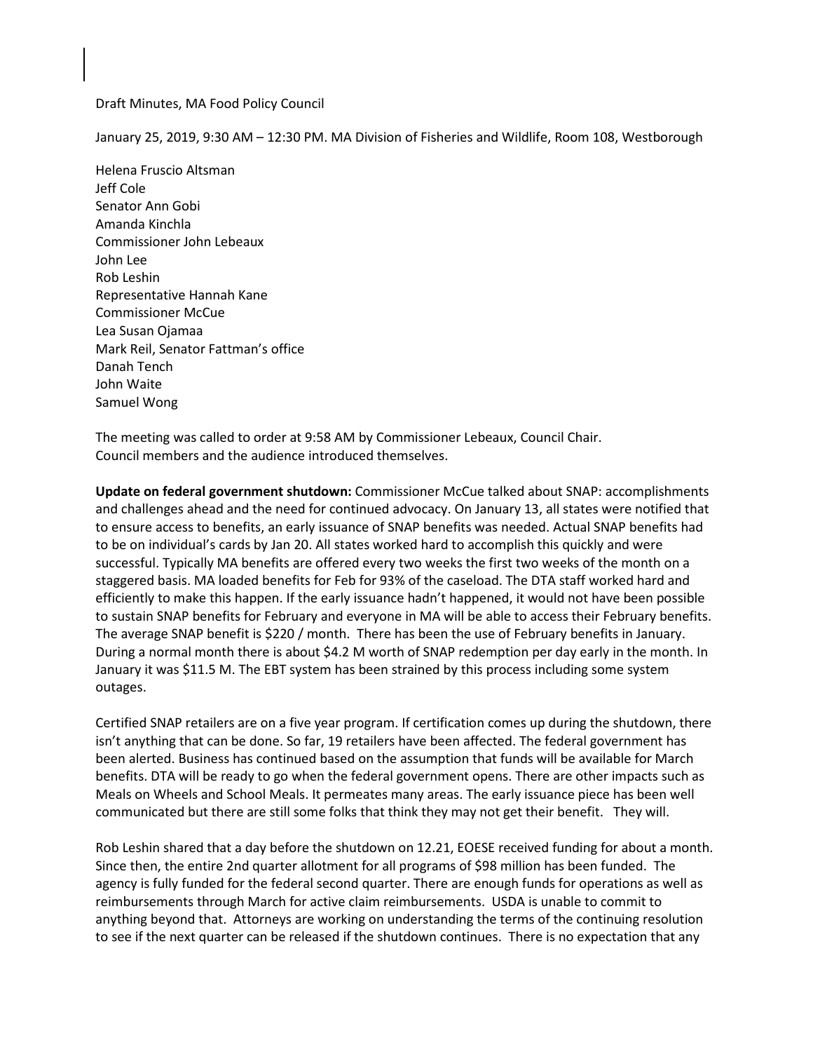Draft Minutes, MA Food Policy Council

January 25, 2019, 9:30 AM – 12:30 PM. MA Division of Fisheries and Wildlife, Room 108, Westborough

Helena Fruscio Altsman
Jeff Cole
Senator Ann Gobi
Amanda Kinchla
Commissioner John Lebeaux
John Lee
Rob Leshin
Representative Hannah Kane
Commissioner McCue
Lea Susan Ojamaa
Mark Reil, Senator Fattman's office
Danah Tench
John Waite
Samuel Wong

The meeting was called to order at 9:58 AM by Commissioner Lebeaux, Council Chair.
Council members and the audience introduced themselves.

**Update on federal government shutdown:** Commissioner McCue talked about SNAP: accomplishments and challenges ahead and the need for continued advocacy. On January 13, all states were notified that to ensure access to benefits, an early issuance of SNAP benefits was needed. Actual SNAP benefits had to be on individual's cards by Jan 20. All states worked hard to accomplish this quickly and were successful. Typically MA benefits are offered every two weeks the first two weeks of the month on a staggered basis. MA loaded benefits for Feb for 93% of the caseload. The DTA staff worked hard and efficiently to make this happen. If the early issuance hadn't happened, it would not have been possible to sustain SNAP benefits for February and everyone in MA will be able to access their February benefits. The average SNAP benefit is $220 / month. There has been the use of February benefits in January. During a normal month there is about $4.2 M worth of SNAP redemption per day early in the month. In January it was $11.5 M. The EBT system has been strained by this process including some system outages.

Certified SNAP retailers are on a five year program. If certification comes up during the shutdown, there isn't anything that can be done. So far, 19 retailers have been affected. The federal government has been alerted. Business has continued based on the assumption that funds will be available for March benefits. DTA will be ready to go when the federal government opens. There are other impacts such as Meals on Wheels and School Meals. It permeates many areas. The early issuance piece has been well communicated but there are still some folks that think they may not get their benefit. They will.

Rob Leshin shared that a day before the shutdown on 12.21, EOESE received funding for about a month. Since then, the entire 2nd quarter allotment for all programs of $98 million has been funded. The agency is fully funded for the federal second quarter. There are enough funds for operations as well as reimbursements through March for active claim reimbursements. USDA is unable to commit to anything beyond that. Attorneys are working on understanding the terms of the continuing resolution to see if the next quarter can be released if the shutdown continues. There is no expectation that any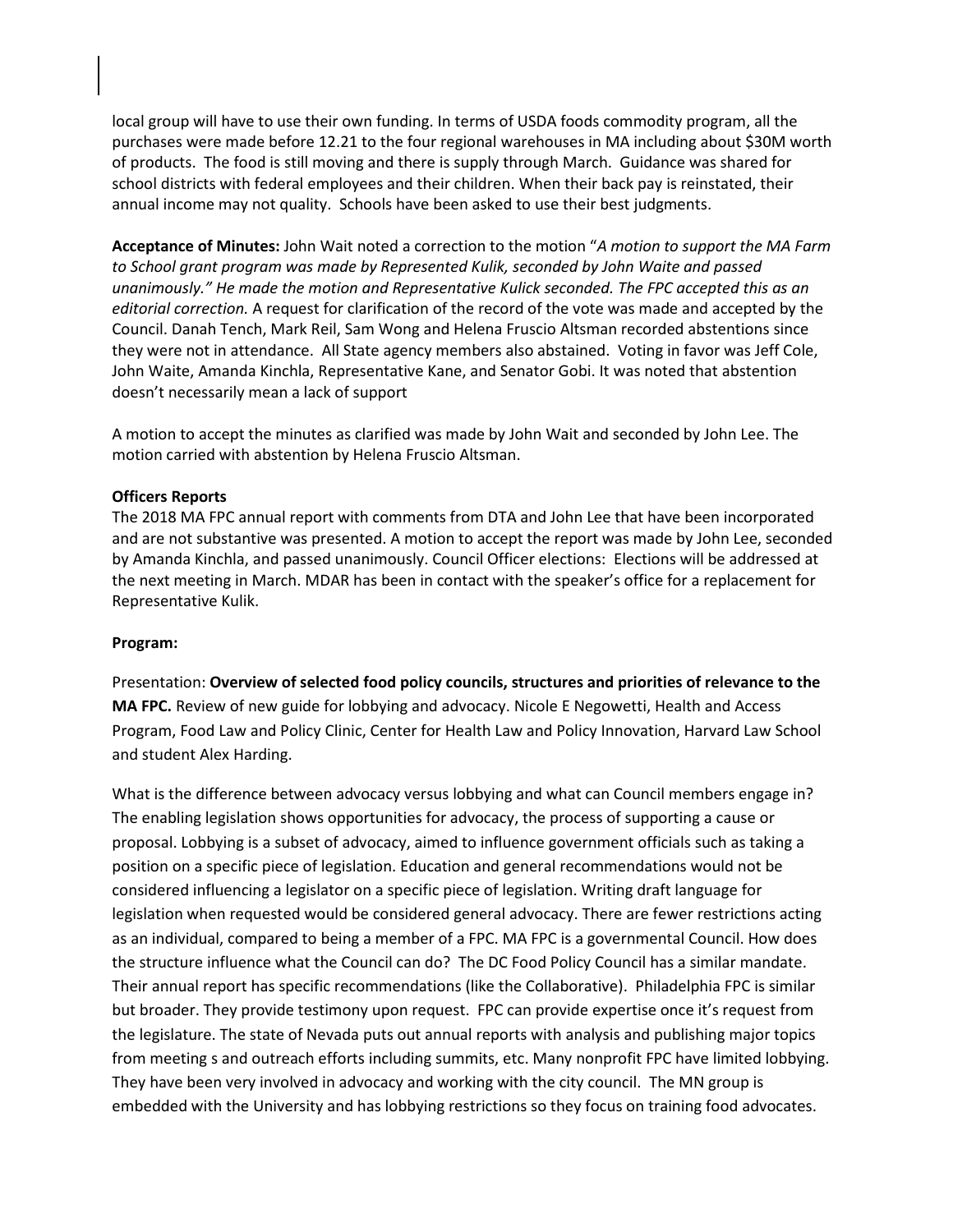local group will have to use their own funding. In terms of USDA foods commodity program, all the purchases were made before 12.21 to the four regional warehouses in MA including about $30M worth of products. The food is still moving and there is supply through March. Guidance was shared for school districts with federal employees and their children. When their back pay is reinstated, their annual income may not quality. Schools have been asked to use their best judgments.

**Acceptance of Minutes:** John Wait noted a correction to the motion "*A motion to support the MA Farm to School grant program was made by Represented Kulik, seconded by John Waite and passed unanimously." He made the motion and Representative Kulick seconded. The FPC accepted this as an editorial correction.* A request for clarification of the record of the vote was made and accepted by the Council. Danah Tench, Mark Reil, Sam Wong and Helena Fruscio Altsman recorded abstentions since they were not in attendance. All State agency members also abstained. Voting in favor was Jeff Cole, John Waite, Amanda Kinchla, Representative Kane, and Senator Gobi. It was noted that abstention doesn't necessarily mean a lack of support

A motion to accept the minutes as clarified was made by John Wait and seconded by John Lee. The motion carried with abstention by Helena Fruscio Altsman.

**Officers Reports**

The 2018 MA FPC annual report with comments from DTA and John Lee that have been incorporated and are not substantive was presented. A motion to accept the report was made by John Lee, seconded by Amanda Kinchla, and passed unanimously. Council Officer elections: Elections will be addressed at the next meeting in March. MDAR has been in contact with the speaker's office for a replacement for Representative Kulik.

**Program:**

Presentation: **Overview of selected food policy councils, structures and priorities of relevance to the MA FPC.** Review of new guide for lobbying and advocacy. Nicole E Negowetti, Health and Access Program, Food Law and Policy Clinic, Center for Health Law and Policy Innovation, Harvard Law School and student Alex Harding.

What is the difference between advocacy versus lobbying and what can Council members engage in? The enabling legislation shows opportunities for advocacy, the process of supporting a cause or proposal. Lobbying is a subset of advocacy, aimed to influence government officials such as taking a position on a specific piece of legislation. Education and general recommendations would not be considered influencing a legislator on a specific piece of legislation. Writing draft language for legislation when requested would be considered general advocacy. There are fewer restrictions acting as an individual, compared to being a member of a FPC. MA FPC is a governmental Council. How does the structure influence what the Council can do? The DC Food Policy Council has a similar mandate. Their annual report has specific recommendations (like the Collaborative). Philadelphia FPC is similar but broader. They provide testimony upon request. FPC can provide expertise once it's request from the legislature. The state of Nevada puts out annual reports with analysis and publishing major topics from meeting s and outreach efforts including summits, etc. Many nonprofit FPC have limited lobbying. They have been very involved in advocacy and working with the city council. The MN group is embedded with the University and has lobbying restrictions so they focus on training food advocates.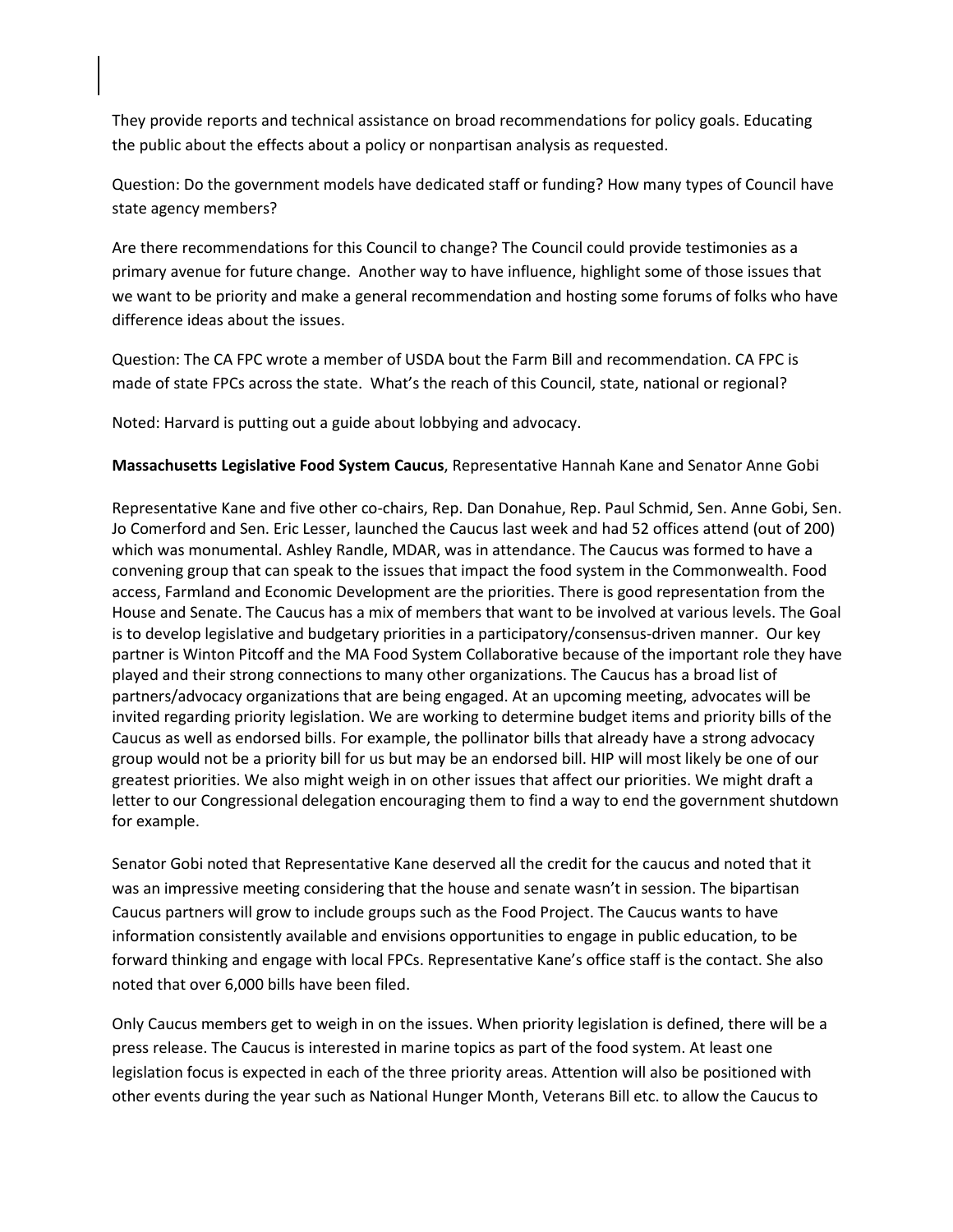They provide reports and technical assistance on broad recommendations for policy goals. Educating the public about the effects about a policy or nonpartisan analysis as requested.

Question: Do the government models have dedicated staff or funding? How many types of Council have state agency members?

Are there recommendations for this Council to change? The Council could provide testimonies as a primary avenue for future change. Another way to have influence, highlight some of those issues that we want to be priority and make a general recommendation and hosting some forums of folks who have difference ideas about the issues.

Question: The CA FPC wrote a member of USDA bout the Farm Bill and recommendation. CA FPC is made of state FPCs across the state. What's the reach of this Council, state, national or regional?

Noted: Harvard is putting out a guide about lobbying and advocacy.

**Massachusetts Legislative Food System Caucus**, Representative Hannah Kane and Senator Anne Gobi

Representative Kane and five other co-chairs, Rep. Dan Donahue, Rep. Paul Schmid, Sen. Anne Gobi, Sen. Jo Comerford and Sen. Eric Lesser, launched the Caucus last week and had 52 offices attend (out of 200) which was monumental. Ashley Randle, MDAR, was in attendance. The Caucus was formed to have a convening group that can speak to the issues that impact the food system in the Commonwealth. Food access, Farmland and Economic Development are the priorities. There is good representation from the House and Senate. The Caucus has a mix of members that want to be involved at various levels. The Goal is to develop legislative and budgetary priorities in a participatory/consensus-driven manner. Our key partner is Winton Pitcoff and the MA Food System Collaborative because of the important role they have played and their strong connections to many other organizations. The Caucus has a broad list of partners/advocacy organizations that are being engaged. At an upcoming meeting, advocates will be invited regarding priority legislation. We are working to determine budget items and priority bills of the Caucus as well as endorsed bills. For example, the pollinator bills that already have a strong advocacy group would not be a priority bill for us but may be an endorsed bill. HIP will most likely be one of our greatest priorities. We also might weigh in on other issues that affect our priorities. We might draft a letter to our Congressional delegation encouraging them to find a way to end the government shutdown for example.

Senator Gobi noted that Representative Kane deserved all the credit for the caucus and noted that it was an impressive meeting considering that the house and senate wasn't in session. The bipartisan Caucus partners will grow to include groups such as the Food Project. The Caucus wants to have information consistently available and envisions opportunities to engage in public education, to be forward thinking and engage with local FPCs. Representative Kane's office staff is the contact. She also noted that over 6,000 bills have been filed.

Only Caucus members get to weigh in on the issues. When priority legislation is defined, there will be a press release. The Caucus is interested in marine topics as part of the food system. At least one legislation focus is expected in each of the three priority areas. Attention will also be positioned with other events during the year such as National Hunger Month, Veterans Bill etc. to allow the Caucus to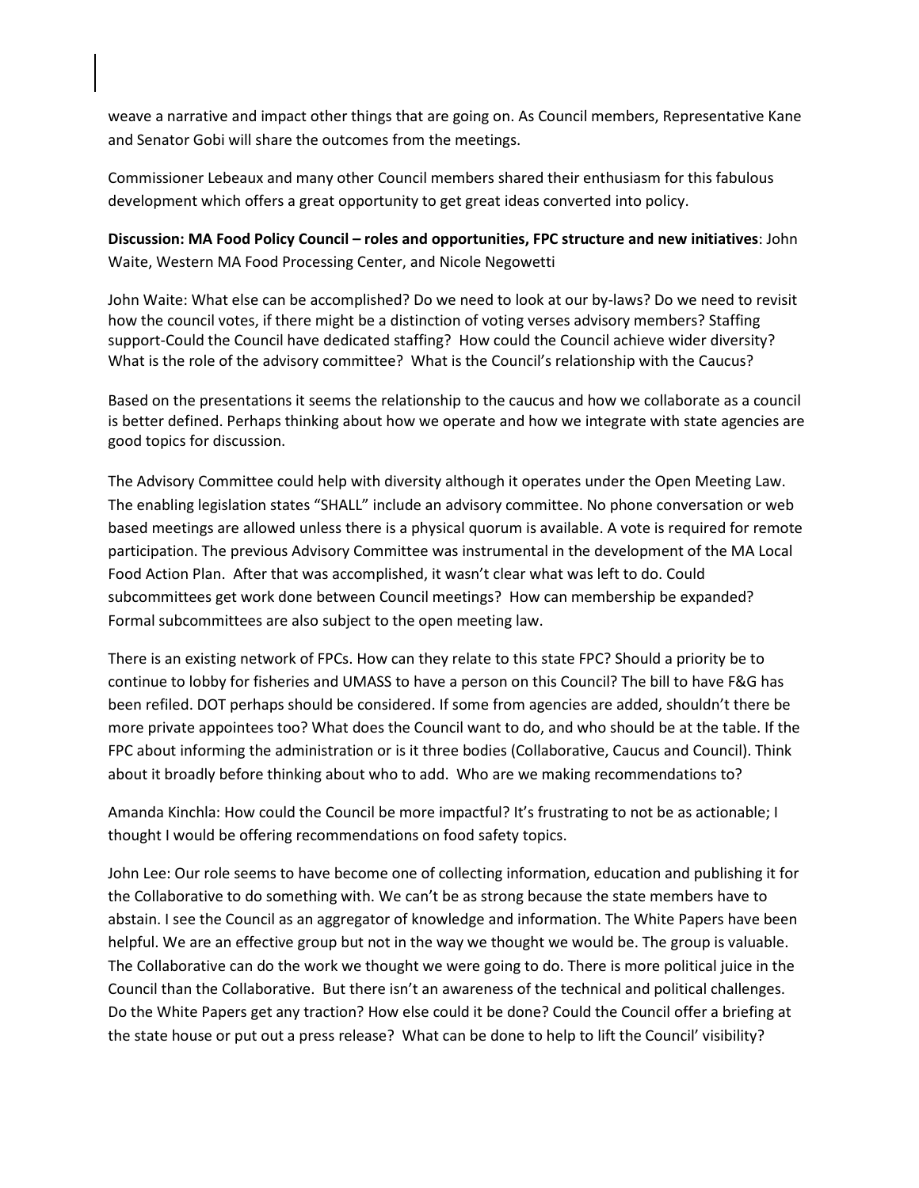weave a narrative and impact other things that are going on. As Council members, Representative Kane and Senator Gobi will share the outcomes from the meetings.

Commissioner Lebeaux and many other Council members shared their enthusiasm for this fabulous development which offers a great opportunity to get great ideas converted into policy.

**Discussion: MA Food Policy Council – roles and opportunities, FPC structure and new initiatives**: John Waite, Western MA Food Processing Center, and Nicole Negowetti

John Waite: What else can be accomplished? Do we need to look at our by-laws? Do we need to revisit how the council votes, if there might be a distinction of voting verses advisory members? Staffing support-Could the Council have dedicated staffing? How could the Council achieve wider diversity? What is the role of the advisory committee? What is the Council's relationship with the Caucus?

Based on the presentations it seems the relationship to the caucus and how we collaborate as a council is better defined. Perhaps thinking about how we operate and how we integrate with state agencies are good topics for discussion.

The Advisory Committee could help with diversity although it operates under the Open Meeting Law. The enabling legislation states "SHALL" include an advisory committee. No phone conversation or web based meetings are allowed unless there is a physical quorum is available. A vote is required for remote participation. The previous Advisory Committee was instrumental in the development of the MA Local Food Action Plan. After that was accomplished, it wasn't clear what was left to do. Could subcommittees get work done between Council meetings? How can membership be expanded? Formal subcommittees are also subject to the open meeting law.

There is an existing network of FPCs. How can they relate to this state FPC? Should a priority be to continue to lobby for fisheries and UMASS to have a person on this Council? The bill to have F&G has been refiled. DOT perhaps should be considered. If some from agencies are added, shouldn't there be more private appointees too? What does the Council want to do, and who should be at the table. If the FPC about informing the administration or is it three bodies (Collaborative, Caucus and Council). Think about it broadly before thinking about who to add. Who are we making recommendations to?

Amanda Kinchla: How could the Council be more impactful? It's frustrating to not be as actionable; I thought I would be offering recommendations on food safety topics.

John Lee: Our role seems to have become one of collecting information, education and publishing it for the Collaborative to do something with. We can't be as strong because the state members have to abstain. I see the Council as an aggregator of knowledge and information. The White Papers have been helpful. We are an effective group but not in the way we thought we would be. The group is valuable. The Collaborative can do the work we thought we were going to do. There is more political juice in the Council than the Collaborative. But there isn't an awareness of the technical and political challenges. Do the White Papers get any traction? How else could it be done? Could the Council offer a briefing at the state house or put out a press release? What can be done to help to lift the Council' visibility?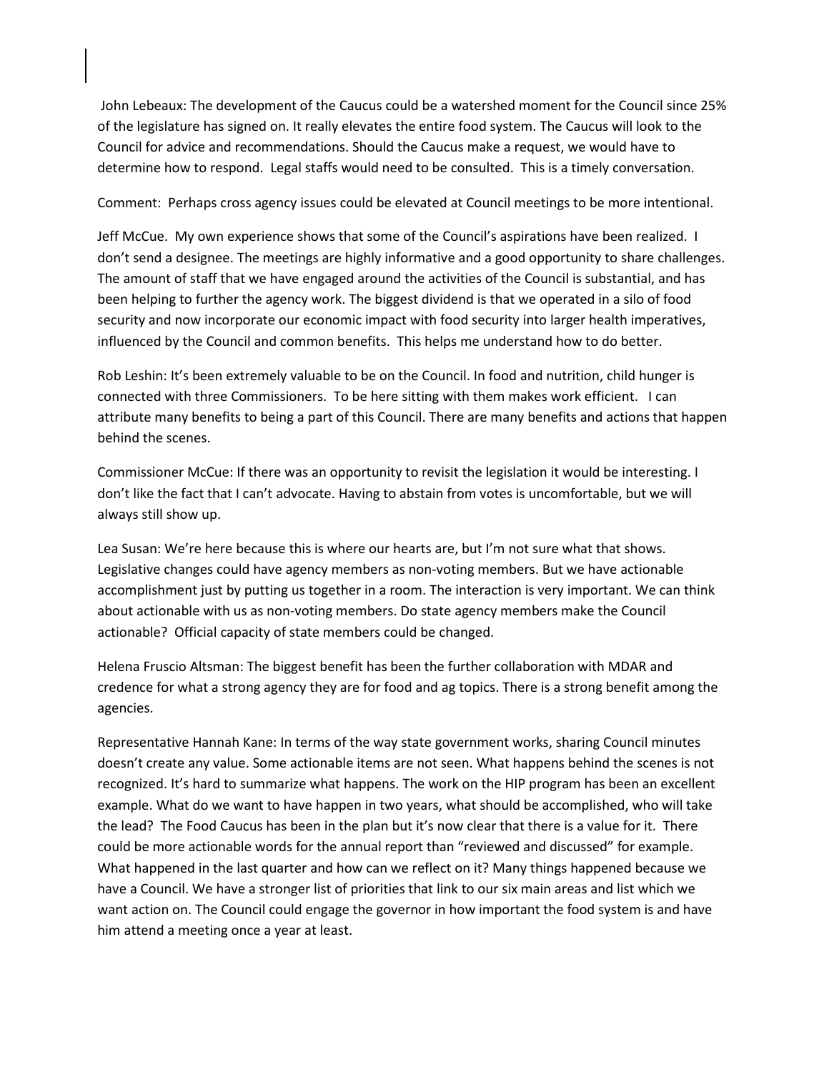John Lebeaux: The development of the Caucus could be a watershed moment for the Council since 25% of the legislature has signed on. It really elevates the entire food system. The Caucus will look to the Council for advice and recommendations. Should the Caucus make a request, we would have to determine how to respond. Legal staffs would need to be consulted. This is a timely conversation.

Comment: Perhaps cross agency issues could be elevated at Council meetings to be more intentional.

Jeff McCue. My own experience shows that some of the Council's aspirations have been realized. I don't send a designee. The meetings are highly informative and a good opportunity to share challenges. The amount of staff that we have engaged around the activities of the Council is substantial, and has been helping to further the agency work. The biggest dividend is that we operated in a silo of food security and now incorporate our economic impact with food security into larger health imperatives, influenced by the Council and common benefits. This helps me understand how to do better.

Rob Leshin: It's been extremely valuable to be on the Council. In food and nutrition, child hunger is connected with three Commissioners. To be here sitting with them makes work efficient. I can attribute many benefits to being a part of this Council. There are many benefits and actions that happen behind the scenes.

Commissioner McCue: If there was an opportunity to revisit the legislation it would be interesting. I don't like the fact that I can't advocate. Having to abstain from votes is uncomfortable, but we will always still show up.

Lea Susan: We're here because this is where our hearts are, but I'm not sure what that shows. Legislative changes could have agency members as non-voting members. But we have actionable accomplishment just by putting us together in a room. The interaction is very important. We can think about actionable with us as non-voting members. Do state agency members make the Council actionable? Official capacity of state members could be changed.

Helena Fruscio Altsman: The biggest benefit has been the further collaboration with MDAR and credence for what a strong agency they are for food and ag topics. There is a strong benefit among the agencies.

Representative Hannah Kane: In terms of the way state government works, sharing Council minutes doesn't create any value. Some actionable items are not seen. What happens behind the scenes is not recognized. It's hard to summarize what happens. The work on the HIP program has been an excellent example. What do we want to have happen in two years, what should be accomplished, who will take the lead? The Food Caucus has been in the plan but it's now clear that there is a value for it. There could be more actionable words for the annual report than "reviewed and discussed" for example. What happened in the last quarter and how can we reflect on it? Many things happened because we have a Council. We have a stronger list of priorities that link to our six main areas and list which we want action on. The Council could engage the governor in how important the food system is and have him attend a meeting once a year at least.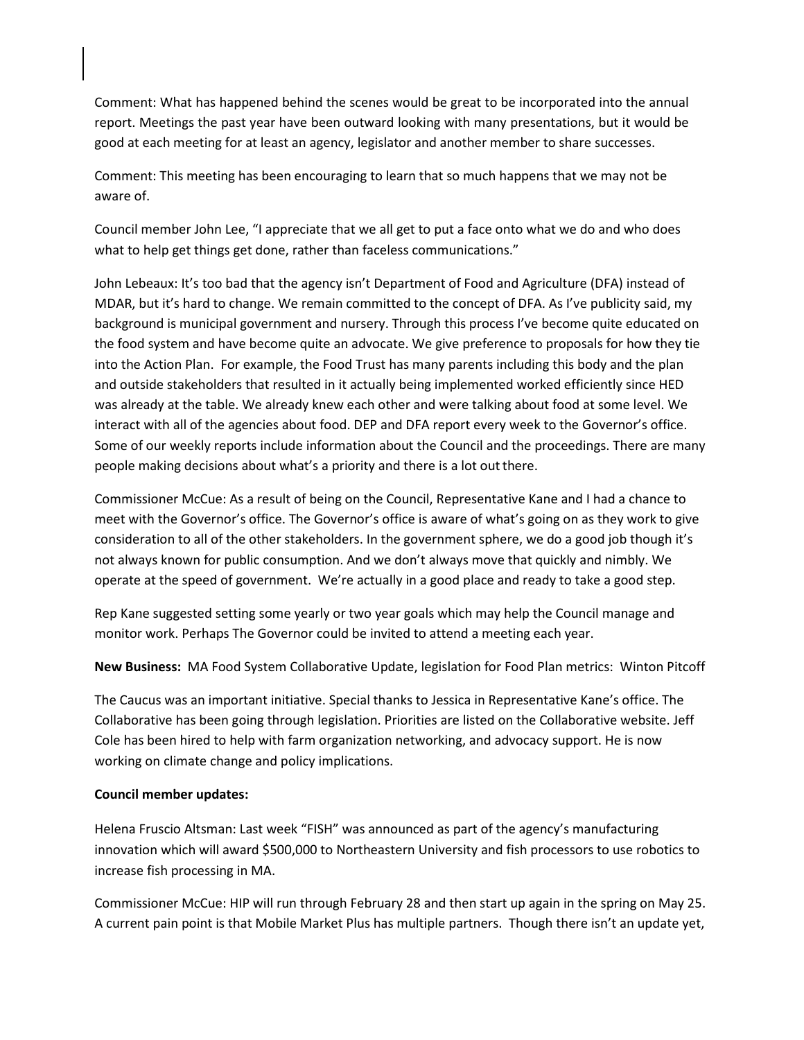Comment: What has happened behind the scenes would be great to be incorporated into the annual report. Meetings the past year have been outward looking with many presentations, but it would be good at each meeting for at least an agency, legislator and another member to share successes.

Comment: This meeting has been encouraging to learn that so much happens that we may not be aware of.

Council member John Lee, "I appreciate that we all get to put a face onto what we do and who does what to help get things get done, rather than faceless communications."

John Lebeaux: It's too bad that the agency isn't Department of Food and Agriculture (DFA) instead of MDAR, but it's hard to change. We remain committed to the concept of DFA. As I've publicity said, my background is municipal government and nursery. Through this process I've become quite educated on the food system and have become quite an advocate. We give preference to proposals for how they tie into the Action Plan. For example, the Food Trust has many parents including this body and the plan and outside stakeholders that resulted in it actually being implemented worked efficiently since HED was already at the table. We already knew each other and were talking about food at some level. We interact with all of the agencies about food. DEP and DFA report every week to the Governor's office. Some of our weekly reports include information about the Council and the proceedings. There are many people making decisions about what's a priority and there is a lot out there.

Commissioner McCue: As a result of being on the Council, Representative Kane and I had a chance to meet with the Governor's office. The Governor's office is aware of what's going on as they work to give consideration to all of the other stakeholders. In the government sphere, we do a good job though it's not always known for public consumption. And we don't always move that quickly and nimbly. We operate at the speed of government. We're actually in a good place and ready to take a good step.

Rep Kane suggested setting some yearly or two year goals which may help the Council manage and monitor work. Perhaps The Governor could be invited to attend a meeting each year.

**New Business:** MA Food System Collaborative Update, legislation for Food Plan metrics: Winton Pitcoff

The Caucus was an important initiative. Special thanks to Jessica in Representative Kane's office. The Collaborative has been going through legislation. Priorities are listed on the Collaborative website. Jeff Cole has been hired to help with farm organization networking, and advocacy support. He is now working on climate change and policy implications.

**Council member updates:**

Helena Fruscio Altsman: Last week "FISH" was announced as part of the agency's manufacturing innovation which will award $500,000 to Northeastern University and fish processors to use robotics to increase fish processing in MA.

Commissioner McCue: HIP will run through February 28 and then start up again in the spring on May 25. A current pain point is that Mobile Market Plus has multiple partners. Though there isn't an update yet,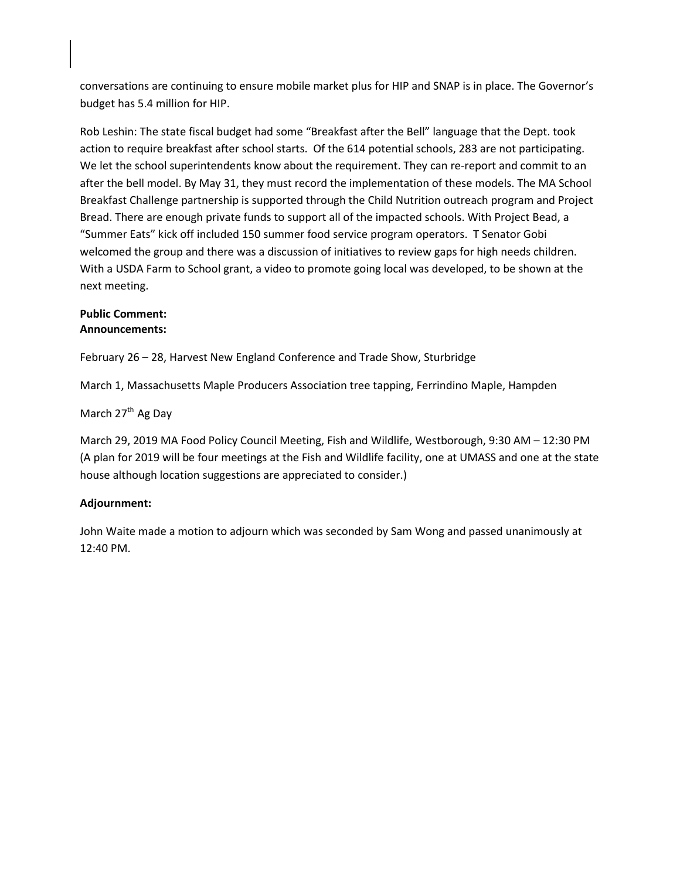conversations are continuing to ensure mobile market plus for HIP and SNAP is in place. The Governor's budget has 5.4 million for HIP.

Rob Leshin: The state fiscal budget had some "Breakfast after the Bell" language that the Dept. took action to require breakfast after school starts. Of the 614 potential schools, 283 are not participating. We let the school superintendents know about the requirement. They can re-report and commit to an after the bell model. By May 31, they must record the implementation of these models. The MA School Breakfast Challenge partnership is supported through the Child Nutrition outreach program and Project Bread. There are enough private funds to support all of the impacted schools. With Project Bead, a "Summer Eats" kick off included 150 summer food service program operators. T Senator Gobi welcomed the group and there was a discussion of initiatives to review gaps for high needs children. With a USDA Farm to School grant, a video to promote going local was developed, to be shown at the next meeting.

**Public Comment:**

**Announcements:**

February 26 – 28, Harvest New England Conference and Trade Show, Sturbridge

March 1, Massachusetts Maple Producers Association tree tapping, Ferrindino Maple, Hampden

March 27th Ag Day

March 29, 2019 MA Food Policy Council Meeting, Fish and Wildlife, Westborough, 9:30 AM – 12:30 PM (A plan for 2019 will be four meetings at the Fish and Wildlife facility, one at UMASS and one at the state house although location suggestions are appreciated to consider.)

**Adjournment:**

John Waite made a motion to adjourn which was seconded by Sam Wong and passed unanimously at 12:40 PM.